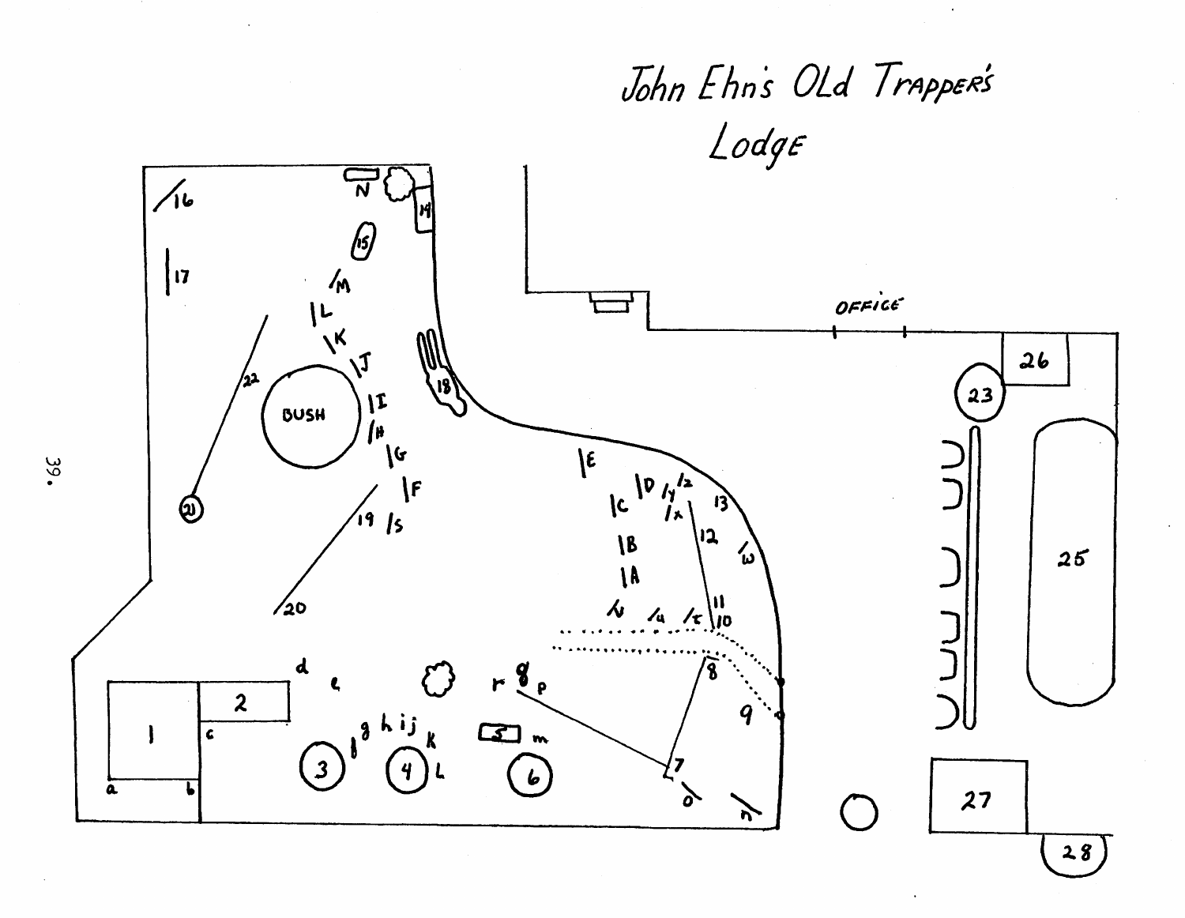# John Ehn's Old Trapper's Lodge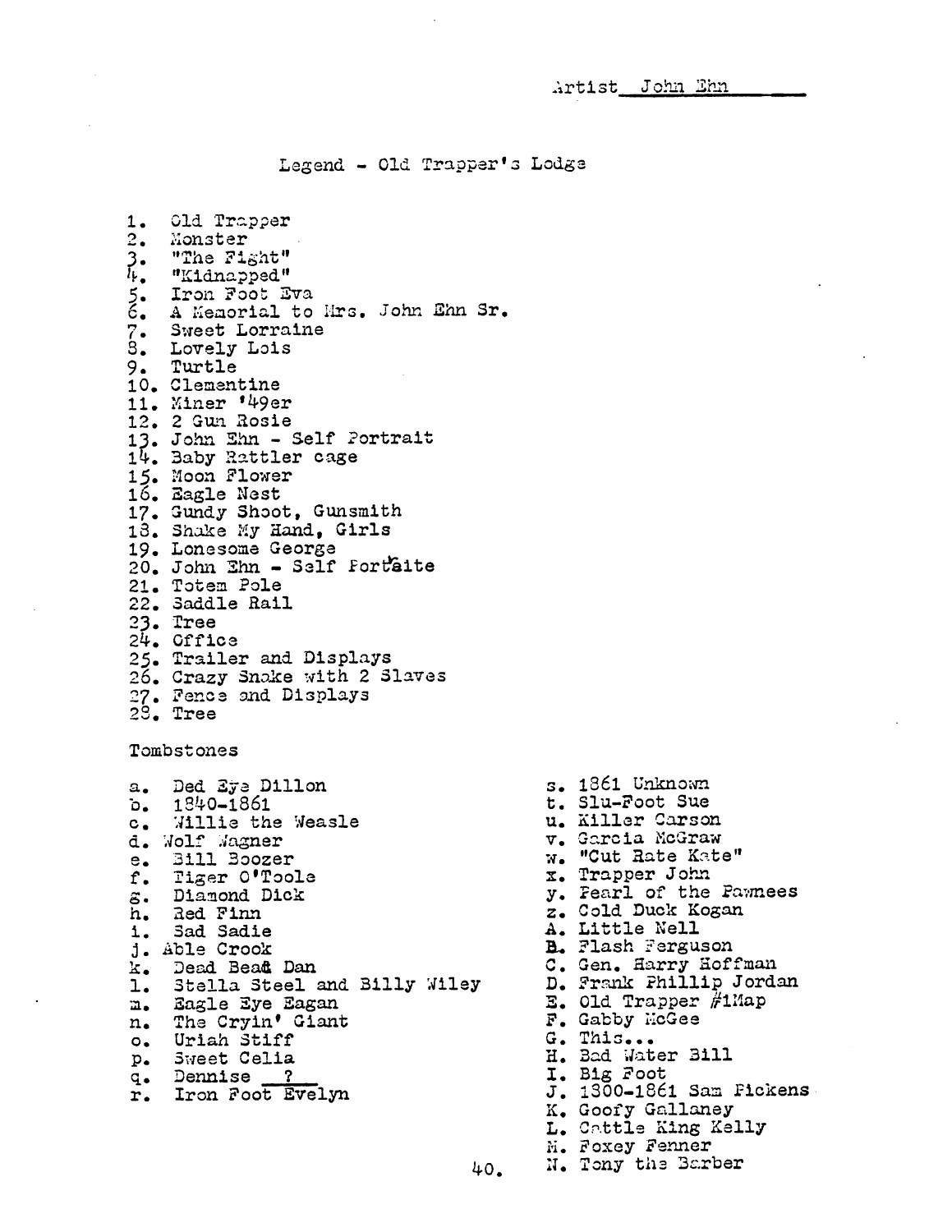Artist John Ehn

# Legend - Old Trapper's Lodge

1. Old Trapper
2. Monster
3. "The Fight"
4. "Kidnapped"
5. Iron Foot Eva
6. A Memorial to Mrs. John Ehn Sr.
7. Sweet Lorraine
8. Lovely Lois
9. Turtle
10. Clementine
11. Miner '49er
12. 2 Gun Rosie
13. John Ehn - Self Portrait
14. Baby Rattler cage
15. Moon Flower
16. Eagle Nest
17. Gundy Shoot, Gunsmith
18. Shake My Hand, Girls
19. Lonesome George
20. John Ehn - Self Portraite
21. Totem Pole
22. Saddle Rail
23. Tree
24. Office
25. Trailer and Displays
26. Crazy Snake with 2 Slaves
27. Fence and Displays
28. Tree

Tombstones

a. Ded Eye Dillon
b. 1840-1861
c. Willie the Weasle
d. Wolf Wagner
e. Bill Boozer
f. Tiger O'Toole
g. Diamond Dick
h. Red Finn
i. Sad Sadie
j. Able Crook
k. Dead Beat Dan
l. Stella Steel and Billy Wiley
m. Eagle Eye Eagan
n. The Cryin' Giant
o. Uriah Stiff
p. Sweet Celia
q. Dennise ?
r. Iron Foot Evelyn
s. 1861 Unknown
t. Slu-Foot Sue
u. Killer Carson
v. Garcia McGraw
w. "Cut Rate Kate"
x. Trapper John
y. Pearl of the Pawnees
z. Cold Duck Kogan
A. Little Nell
B. Flash Ferguson
C. Gen. Harry Hoffman
D. Frank Phillip Jordan
E. Old Trapper #1Map
F. Gabby McGee
G. This...
H. Bad Water Bill
I. Big Foot
J. 1800-1861 Sam Pickens
K. Goofy Gallaney
L. Cattle King Kelly
M. Foxey Fenner
N. Tony the Barber